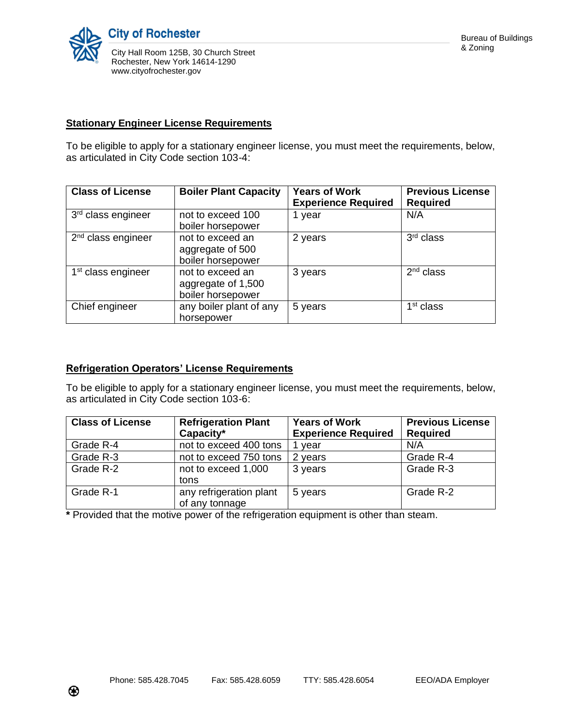**City of Rochester**

City Hall Room 125B, 30 Church Street
Rochester, New York 14614-1290
www.cityofrochester.gov

Bureau of Buildings & Zoning

## Stationary Engineer License Requirements

To be eligible to apply for a stationary engineer license, you must meet the requirements, below, as articulated in City Code section 103-4:

| Class of License | Boiler Plant Capacity | Years of Work Experience Required | Previous License Required |
|---|---|---|---|
| 3rd class engineer | not to exceed 100 boiler horsepower | 1 year | N/A |
| 2nd class engineer | not to exceed an aggregate of 500 boiler horsepower | 2 years | 3rd class |
| 1st class engineer | not to exceed an aggregate of 1,500 boiler horsepower | 3 years | 2nd class |
| Chief engineer | any boiler plant of any horsepower | 5 years | 1st class |

## Refrigeration Operators' License Requirements

To be eligible to apply for a stationary engineer license, you must meet the requirements, below, as articulated in City Code section 103-6:

| Class of License | Refrigeration Plant Capacity* | Years of Work Experience Required | Previous License Required |
|---|---|---|---|
| Grade R-4 | not to exceed 400 tons | 1 year | N/A |
| Grade R-3 | not to exceed 750 tons | 2 years | Grade R-4 |
| Grade R-2 | not to exceed 1,000 tons | 3 years | Grade R-3 |
| Grade R-1 | any refrigeration plant of any tonnage | 5 years | Grade R-2 |

**\*** Provided that the motive power of the refrigeration equipment is other than steam.

Phone: 585.428.7045 Fax: 585.428.6059 TTY: 585.428.6054 EEO/ADA Employer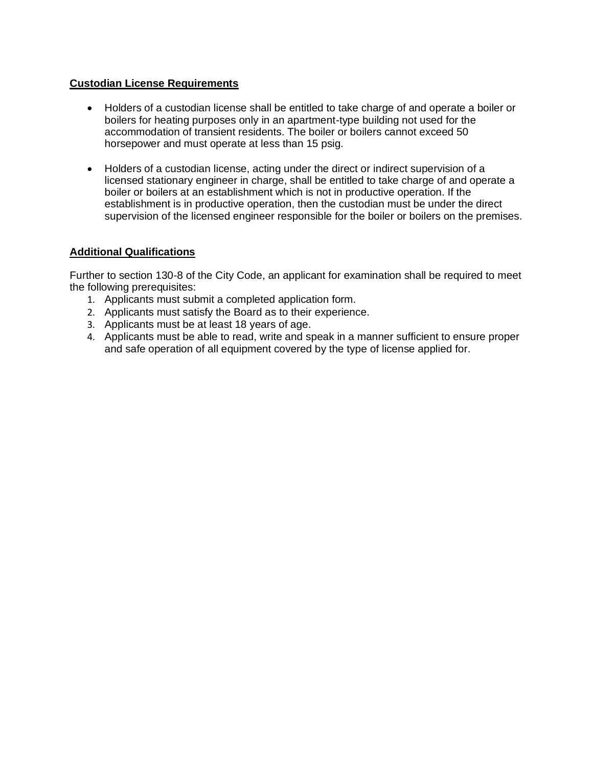## Custodian License Requirements

- Holders of a custodian license shall be entitled to take charge of and operate a boiler or boilers for heating purposes only in an apartment-type building not used for the accommodation of transient residents. The boiler or boilers cannot exceed 50 horsepower and must operate at less than 15 psig.

- Holders of a custodian license, acting under the direct or indirect supervision of a licensed stationary engineer in charge, shall be entitled to take charge of and operate a boiler or boilers at an establishment which is not in productive operation. If the establishment is in productive operation, then the custodian must be under the direct supervision of the licensed engineer responsible for the boiler or boilers on the premises.

## Additional Qualifications

Further to section 130-8 of the City Code, an applicant for examination shall be required to meet the following prerequisites:

1. Applicants must submit a completed application form.
2. Applicants must satisfy the Board as to their experience.
3. Applicants must be at least 18 years of age.
4. Applicants must be able to read, write and speak in a manner sufficient to ensure proper and safe operation of all equipment covered by the type of license applied for.